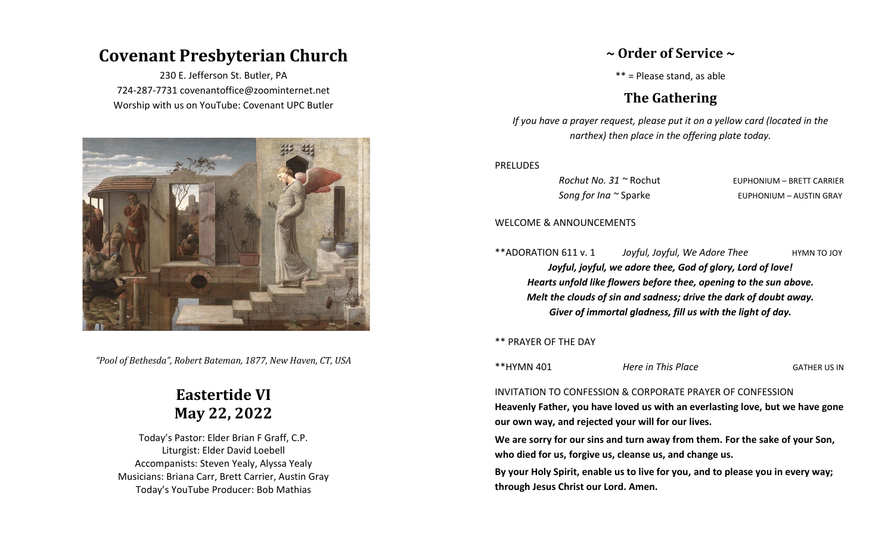# Covenant Presbyterian Church

230 E. Jefferson St. Butler, PA
724-287-7731 covenantoffice@zoominternet.net
Worship with us on YouTube: Covenant UPC Butler

*"Pool of Bethesda", Robert Bateman, 1877, New Haven, CT, USA*

## Eastertide VI
## May 22, 2022

Today's Pastor: Elder Brian F Graff, C.P.
Liturgist: Elder David Loebell
Accompanists: Steven Yealy, Alyssa Yealy
Musicians: Briana Carr, Brett Carrier, Austin Gray
Today's YouTube Producer: Bob Mathias

## ~ Order of Service ~

** = Please stand, as able

## The Gathering

*If you have a prayer request, please put it on a yellow card (located in the narthex) then place in the offering plate today.*

PRELUDES

*Rochut No. 31* ~ Rochut — EUPHONIUM – BRETT CARRIER
*Song for Ina* ~ Sparke — EUPHONIUM – AUSTIN GRAY

WELCOME & ANNOUNCEMENTS

**ADORATION 611 v. 1 — *Joyful, Joyful, We Adore Thee* — HYMN TO JOY

***Joyful, joyful, we adore thee, God of glory, Lord of love!***
***Hearts unfold like flowers before thee, opening to the sun above.***
***Melt the clouds of sin and sadness; drive the dark of doubt away.***
***Giver of immortal gladness, fill us with the light of day.***

** PRAYER OF THE DAY

**HYMN 401 — *Here in This Place* — GATHER US IN

INVITATION TO CONFESSION & CORPORATE PRAYER OF CONFESSION

**Heavenly Father, you have loved us with an everlasting love, but we have gone our own way, and rejected your will for our lives.**

**We are sorry for our sins and turn away from them. For the sake of your Son, who died for us, forgive us, cleanse us, and change us.**

**By your Holy Spirit, enable us to live for you, and to please you in every way; through Jesus Christ our Lord. Amen.**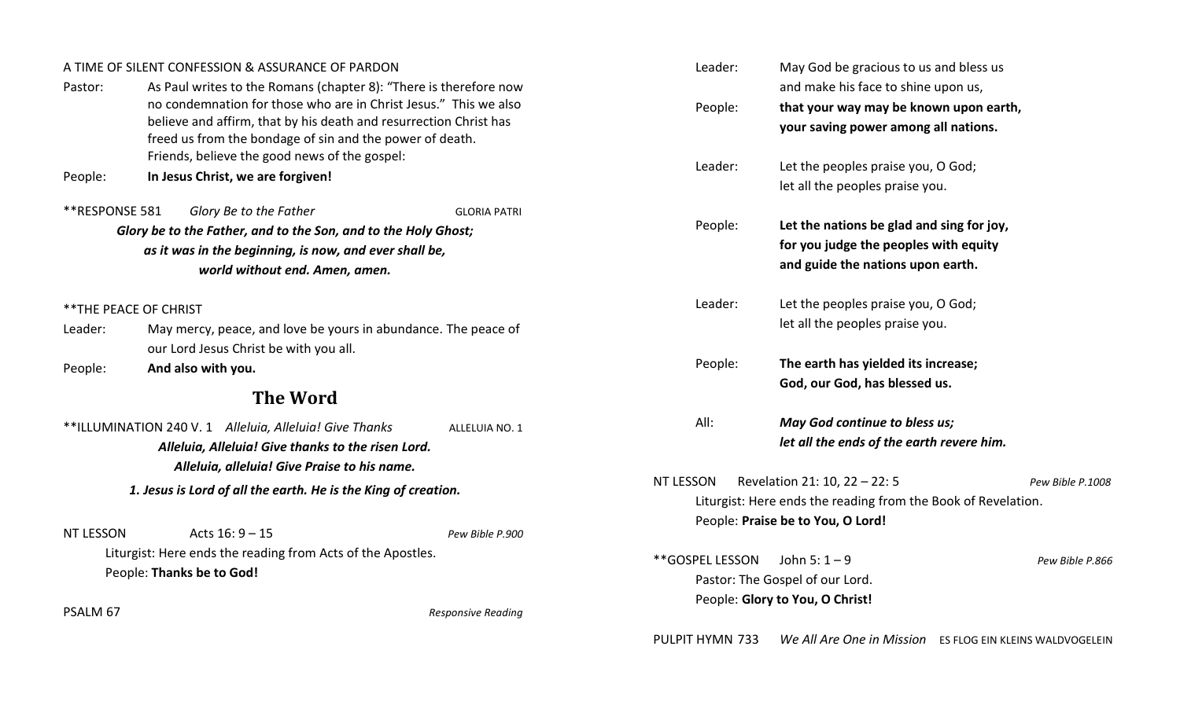A TIME OF SILENT CONFESSION & ASSURANCE OF PARDON

Pastor: As Paul writes to the Romans (chapter 8): "There is therefore now no condemnation for those who are in Christ Jesus." This we also believe and affirm, that by his death and resurrection Christ has freed us from the bondage of sin and the power of death. Friends, believe the good news of the gospel:

People: **In Jesus Christ, we are forgiven!**

**RESPONSE 581 *Glory Be to the Father* GLORIA PATRI

***Glory be to the Father, and to the Son, and to the Holy Ghost;***
***as it was in the beginning, is now, and ever shall be,***
***world without end. Amen, amen.***

**THE PEACE OF CHRIST

Leader: May mercy, peace, and love be yours in abundance. The peace of our Lord Jesus Christ be with you all.

People: **And also with you.**

## The Word

**ILLUMINATION 240 V. 1 *Alleluia, Alleluia! Give Thanks* ALLELUIA NO. 1

***Alleluia, Alleluia! Give thanks to the risen Lord.***
***Alleluia, alleluia! Give Praise to his name.***
***1. Jesus is Lord of all the earth. He is the King of creation.***

NT LESSON Acts 16: 9 – 15 *Pew Bible P.900*

Liturgist: Here ends the reading from Acts of the Apostles.
People: **Thanks be to God!**

PSALM 67 *Responsive Reading*

Leader: May God be gracious to us and bless us and make his face to shine upon us,

People: **that your way may be known upon earth, your saving power among all nations.**

Leader: Let the peoples praise you, O God; let all the peoples praise you.

People: **Let the nations be glad and sing for joy, for you judge the peoples with equity and guide the nations upon earth.**

Leader: Let the peoples praise you, O God; let all the peoples praise you.

People: **The earth has yielded its increase; God, our God, has blessed us.**

All: ***May God continue to bless us; let all the ends of the earth revere him.***

NT LESSON Revelation 21: 10, 22 – 22: 5 *Pew Bible P.1008*

Liturgist: Here ends the reading from the Book of Revelation.
People: **Praise be to You, O Lord!**

**GOSPEL LESSON John 5: 1 – 9 *Pew Bible P.866*

Pastor: The Gospel of our Lord.
People: **Glory to You, O Christ!**

PULPIT HYMN 733 *We All Are One in Mission* ES FLOG EIN KLEINS WALDVOGELEIN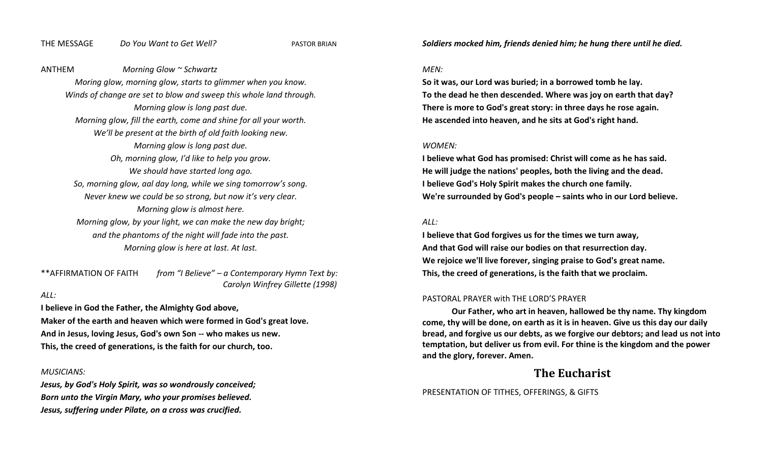THE MESSAGE *Do You Want to Get Well?* PASTOR BRIAN

ANTHEM *Morning Glow ~ Schwartz*

*Moring glow, morning glow, starts to glimmer when you know.*
*Winds of change are set to blow and sweep this whole land through.*
*Morning glow is long past due.*
*Morning glow, fill the earth, come and shine for all your worth.*
*We'll be present at the birth of old faith looking new.*
*Morning glow is long past due.*
*Oh, morning glow, I'd like to help you grow.*
*We should have started long ago.*
*So, morning glow, aal day long, while we sing tomorrow's song.*
*Never knew we could be so strong, but now it's very clear.*
*Morning glow is almost here.*
*Morning glow, by your light, we can make the new day bright;*
*and the phantoms of the night will fade into the past.*
*Morning glow is here at last. At last.*

**AFFIRMATION OF FAITH *from "I Believe" – a Contemporary Hymn Text by: Carolyn Winfrey Gillette (1998)*

*ALL:*

**I believe in God the Father, the Almighty God above,**
**Maker of the earth and heaven which were formed in God's great love.**
**And in Jesus, loving Jesus, God's own Son -- who makes us new.**
**This, the creed of generations, is the faith for our church, too.**

*MUSICIANS:*

***Jesus, by God's Holy Spirit, was so wondrously conceived;***
***Born unto the Virgin Mary, who your promises believed.***
***Jesus, suffering under Pilate, on a cross was crucified.***
***Soldiers mocked him, friends denied him; he hung there until he died.***

*MEN:*

**So it was, our Lord was buried; in a borrowed tomb he lay.**
**To the dead he then descended. Where was joy on earth that day?**
**There is more to God's great story: in three days he rose again.**
**He ascended into heaven, and he sits at God's right hand.**

*WOMEN:*

**I believe what God has promised: Christ will come as he has said.**
**He will judge the nations' peoples, both the living and the dead.**
**I believe God's Holy Spirit makes the church one family.**
**We're surrounded by God's people – saints who in our Lord believe.**

*ALL:*

**I believe that God forgives us for the times we turn away,**
**And that God will raise our bodies on that resurrection day.**
**We rejoice we'll live forever, singing praise to God's great name.**
**This, the creed of generations, is the faith that we proclaim.**

PASTORAL PRAYER with THE LORD'S PRAYER

**Our Father, who art in heaven, hallowed be thy name. Thy kingdom come, thy will be done, on earth as it is in heaven. Give us this day our daily bread, and forgive us our debts, as we forgive our debtors; and lead us not into temptation, but deliver us from evil. For thine is the kingdom and the power and the glory, forever. Amen.**

## The Eucharist

PRESENTATION OF TITHES, OFFERINGS, & GIFTS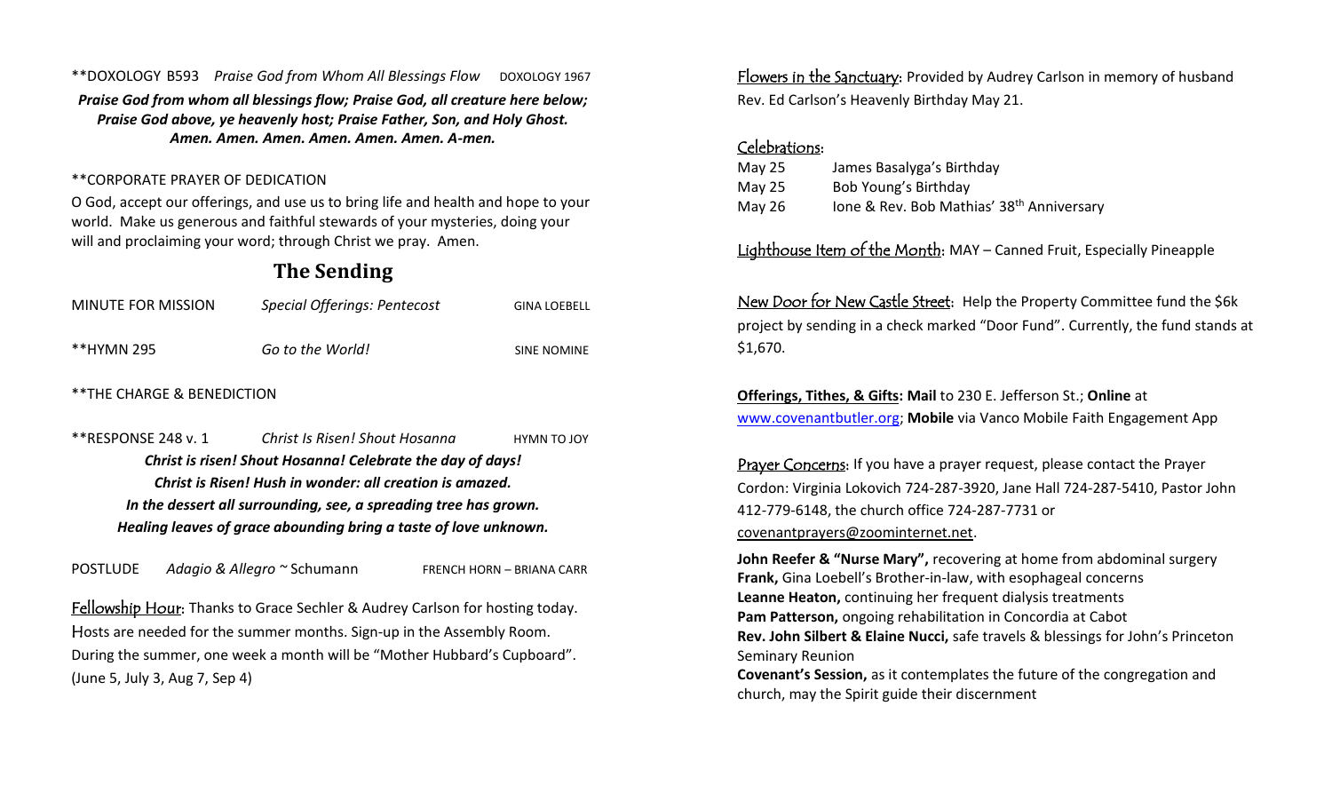**DOXOLOGY B593 *Praise God from Whom All Blessings Flow* DOXOLOGY 1967

***Praise God from whom all blessings flow; Praise God, all creature here below;***
***Praise God above, ye heavenly host; Praise Father, Son, and Holy Ghost.***
***Amen. Amen. Amen. Amen. Amen. Amen. A-men.***

**CORPORATE PRAYER OF DEDICATION

O God, accept our offerings, and use us to bring life and health and hope to your world. Make us generous and faithful stewards of your mysteries, doing your will and proclaiming your word; through Christ we pray. Amen.

## The Sending

MINUTE FOR MISSION *Special Offerings: Pentecost* GINA LOEBELL

**HYMN 295 *Go to the World!* SINE NOMINE

**THE CHARGE & BENEDICTION

**RESPONSE 248 v. 1 *Christ Is Risen! Shout Hosanna* HYMN TO JOY

***Christ is risen! Shout Hosanna! Celebrate the day of days!***
***Christ is Risen! Hush in wonder: all creation is amazed.***
***In the dessert all surrounding, see, a spreading tree has grown.***
***Healing leaves of grace abounding bring a taste of love unknown.***

POSTLUDE *Adagio & Allegro* ~ Schumann FRENCH HORN – BRIANA CARR

Fellowship Hour: Thanks to Grace Sechler & Audrey Carlson for hosting today. Hosts are needed for the summer months. Sign-up in the Assembly Room. During the summer, one week a month will be "Mother Hubbard's Cupboard". (June 5, July 3, Aug 7, Sep 4)

Flowers in the Sanctuary: Provided by Audrey Carlson in memory of husband Rev. Ed Carlson's Heavenly Birthday May 21.

Celebrations:

| | |
|---|---|
| May 25 | James Basalyga's Birthday |
| May 25 | Bob Young's Birthday |
| May 26 | Ione & Rev. Bob Mathias' 38th Anniversary |

Lighthouse Item of the Month: MAY – Canned Fruit, Especially Pineapple

New Door for New Castle Street: Help the Property Committee fund the $6k project by sending in a check marked "Door Fund". Currently, the fund stands at $1,670.

**Offerings, Tithes, & Gifts: Mail** to 230 E. Jefferson St.; **Online** at www.covenantbutler.org; **Mobile** via Vanco Mobile Faith Engagement App

Prayer Concerns: If you have a prayer request, please contact the Prayer Cordon: Virginia Lokovich 724-287-3920, Jane Hall 724-287-5410, Pastor John 412-779-6148, the church office 724-287-7731 or covenantprayers@zoominternet.net.

**John Reefer & "Nurse Mary",** recovering at home from abdominal surgery
**Frank,** Gina Loebell's Brother-in-law, with esophageal concerns
**Leanne Heaton,** continuing her frequent dialysis treatments
**Pam Patterson,** ongoing rehabilitation in Concordia at Cabot
**Rev. John Silbert & Elaine Nucci,** safe travels & blessings for John's Princeton Seminary Reunion
**Covenant's Session,** as it contemplates the future of the congregation and church, may the Spirit guide their discernment